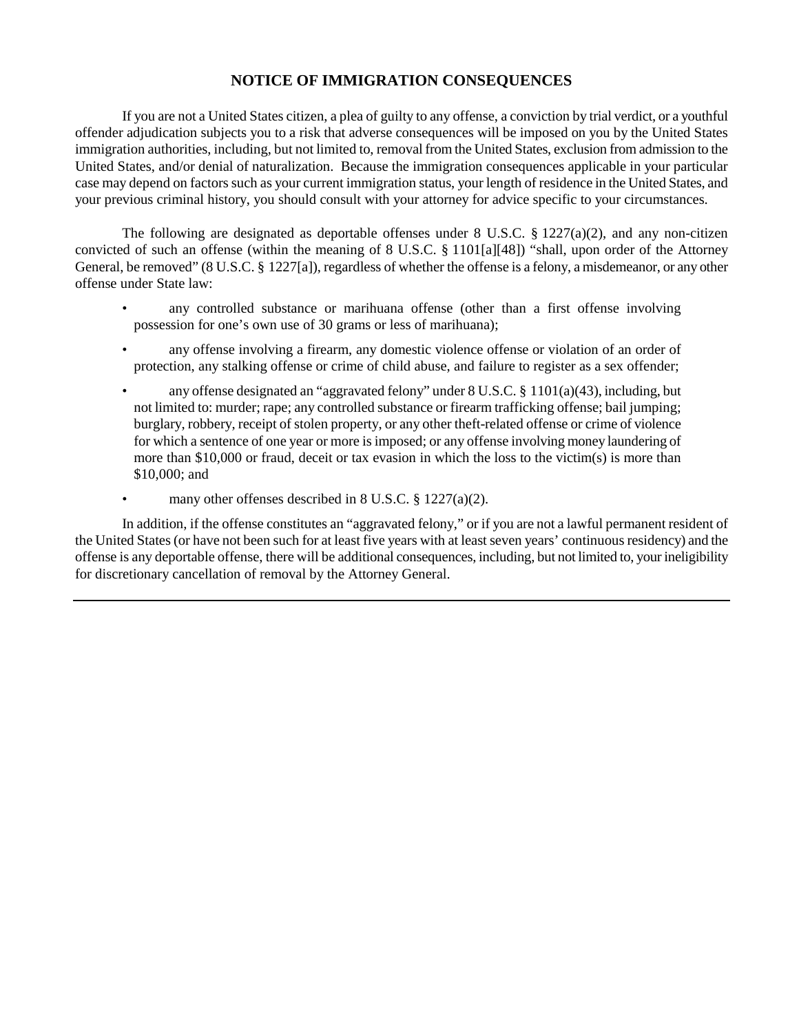## NOTICE OF IMMIGRATION CONSEQUENCES

If you are not a United States citizen, a plea of guilty to any offense, a conviction by trial verdict, or a youthful offender adjudication subjects you to a risk that adverse consequences will be imposed on you by the United States immigration authorities, including, but not limited to, removal from the United States, exclusion from admission to the United States, and/or denial of naturalization. Because the immigration consequences applicable in your particular case may depend on factors such as your current immigration status, your length of residence in the United States, and your previous criminal history, you should consult with your attorney for advice specific to your circumstances.

The following are designated as deportable offenses under 8 U.S.C. § 1227(a)(2), and any non-citizen convicted of such an offense (within the meaning of 8 U.S.C. § 1101[a][48]) "shall, upon order of the Attorney General, be removed" (8 U.S.C. § 1227[a]), regardless of whether the offense is a felony, a misdemeanor, or any other offense under State law:

- any controlled substance or marihuana offense (other than a first offense involving possession for one's own use of 30 grams or less of marihuana);
- any offense involving a firearm, any domestic violence offense or violation of an order of protection, any stalking offense or crime of child abuse, and failure to register as a sex offender;
- any offense designated an "aggravated felony" under 8 U.S.C. § 1101(a)(43), including, but not limited to: murder; rape; any controlled substance or firearm trafficking offense; bail jumping; burglary, robbery, receipt of stolen property, or any other theft-related offense or crime of violence for which a sentence of one year or more is imposed; or any offense involving money laundering of more than $10,000 or fraud, deceit or tax evasion in which the loss to the victim(s) is more than $10,000; and
- many other offenses described in 8 U.S.C. § 1227(a)(2).

In addition, if the offense constitutes an "aggravated felony," or if you are not a lawful permanent resident of the United States (or have not been such for at least five years with at least seven years' continuous residency) and the offense is any deportable offense, there will be additional consequences, including, but not limited to, your ineligibility for discretionary cancellation of removal by the Attorney General.

---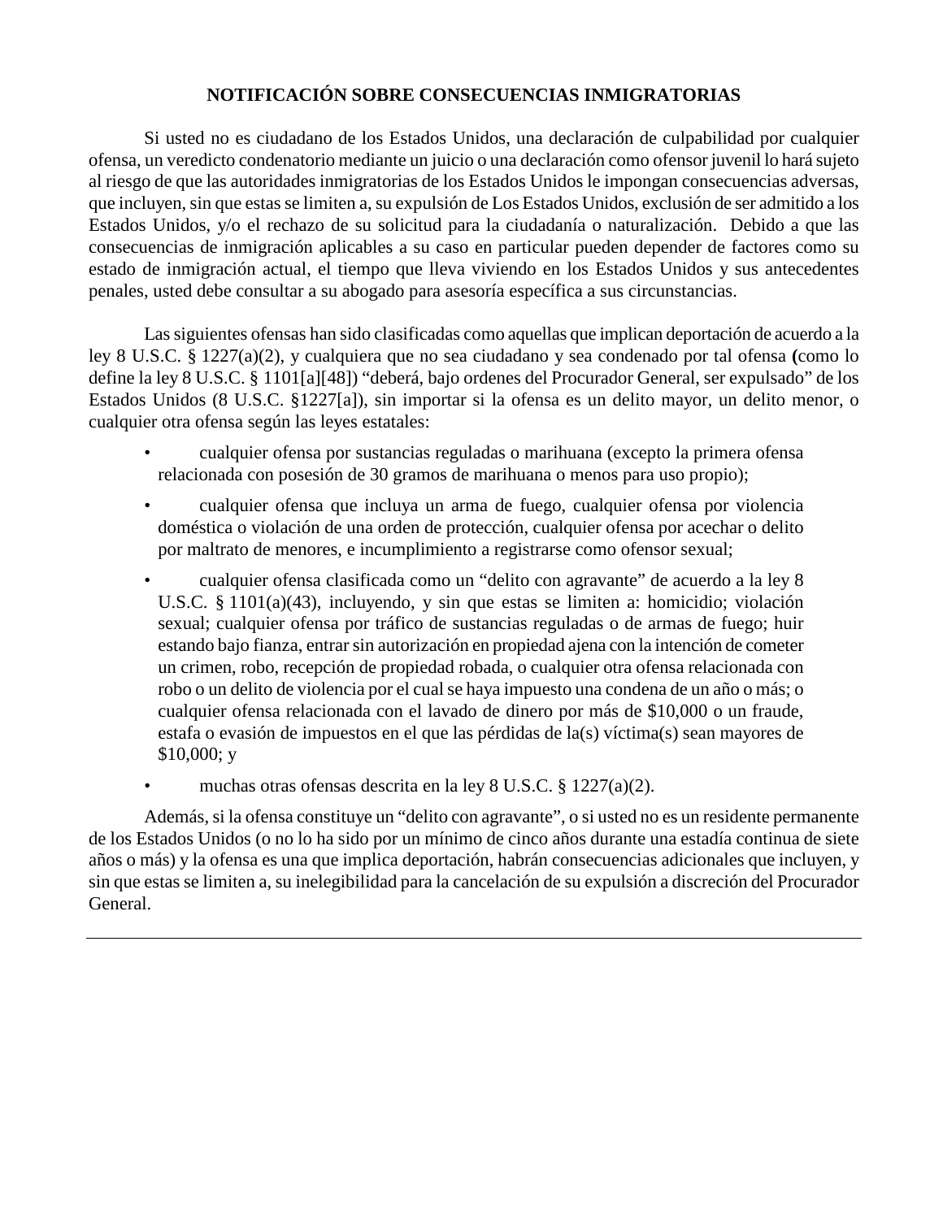## NOTIFICACIÓN SOBRE CONSECUENCIAS INMIGRATORIAS

Si usted no es ciudadano de los Estados Unidos, una declaración de culpabilidad por cualquier ofensa, un veredicto condenatorio mediante un juicio o una declaración como ofensor juvenil lo hará sujeto al riesgo de que las autoridades inmigratorias de los Estados Unidos le impongan consecuencias adversas, que incluyen, sin que estas se limiten a, su expulsión de Los Estados Unidos, exclusión de ser admitido a los Estados Unidos, y/o el rechazo de su solicitud para la ciudadanía o naturalización. Debido a que las consecuencias de inmigración aplicables a su caso en particular pueden depender de factores como su estado de inmigración actual, el tiempo que lleva viviendo en los Estados Unidos y sus antecedentes penales, usted debe consultar a su abogado para asesoría específica a sus circunstancias.

Las siguientes ofensas han sido clasificadas como aquellas que implican deportación de acuerdo a la ley 8 U.S.C. § 1227(a)(2), y cualquiera que no sea ciudadano y sea condenado por tal ofensa **(**como lo define la ley 8 U.S.C. § 1101[a][48]) "deberá, bajo ordenes del Procurador General, ser expulsado" de los Estados Unidos (8 U.S.C. §1227[a]), sin importar si la ofensa es un delito mayor, un delito menor, o cualquier otra ofensa según las leyes estatales:

- cualquier ofensa por sustancias reguladas o marihuana (excepto la primera ofensa relacionada con posesión de 30 gramos de marihuana o menos para uso propio);
- cualquier ofensa que incluya un arma de fuego, cualquier ofensa por violencia doméstica o violación de una orden de protección, cualquier ofensa por acechar o delito por maltrato de menores, e incumplimiento a registrarse como ofensor sexual;
- cualquier ofensa clasificada como un "delito con agravante" de acuerdo a la ley 8 U.S.C. § 1101(a)(43), incluyendo, y sin que estas se limiten a: homicidio; violación sexual; cualquier ofensa por tráfico de sustancias reguladas o de armas de fuego; huir estando bajo fianza, entrar sin autorización en propiedad ajena con la intención de cometer un crimen, robo, recepción de propiedad robada, o cualquier otra ofensa relacionada con robo o un delito de violencia por el cual se haya impuesto una condena de un año o más; o cualquier ofensa relacionada con el lavado de dinero por más de $10,000 o un fraude, estafa o evasión de impuestos en el que las pérdidas de la(s) víctima(s) sean mayores de $10,000; y
- muchas otras ofensas descrita en la ley 8 U.S.C. § 1227(a)(2).

Además, si la ofensa constituye un "delito con agravante", o si usted no es un residente permanente de los Estados Unidos (o no lo ha sido por un mínimo de cinco años durante una estadía continua de siete años o más) y la ofensa es una que implica deportación, habrán consecuencias adicionales que incluyen, y sin que estas se limiten a, su inelegibilidad para la cancelación de su expulsión a discreción del Procurador General.

---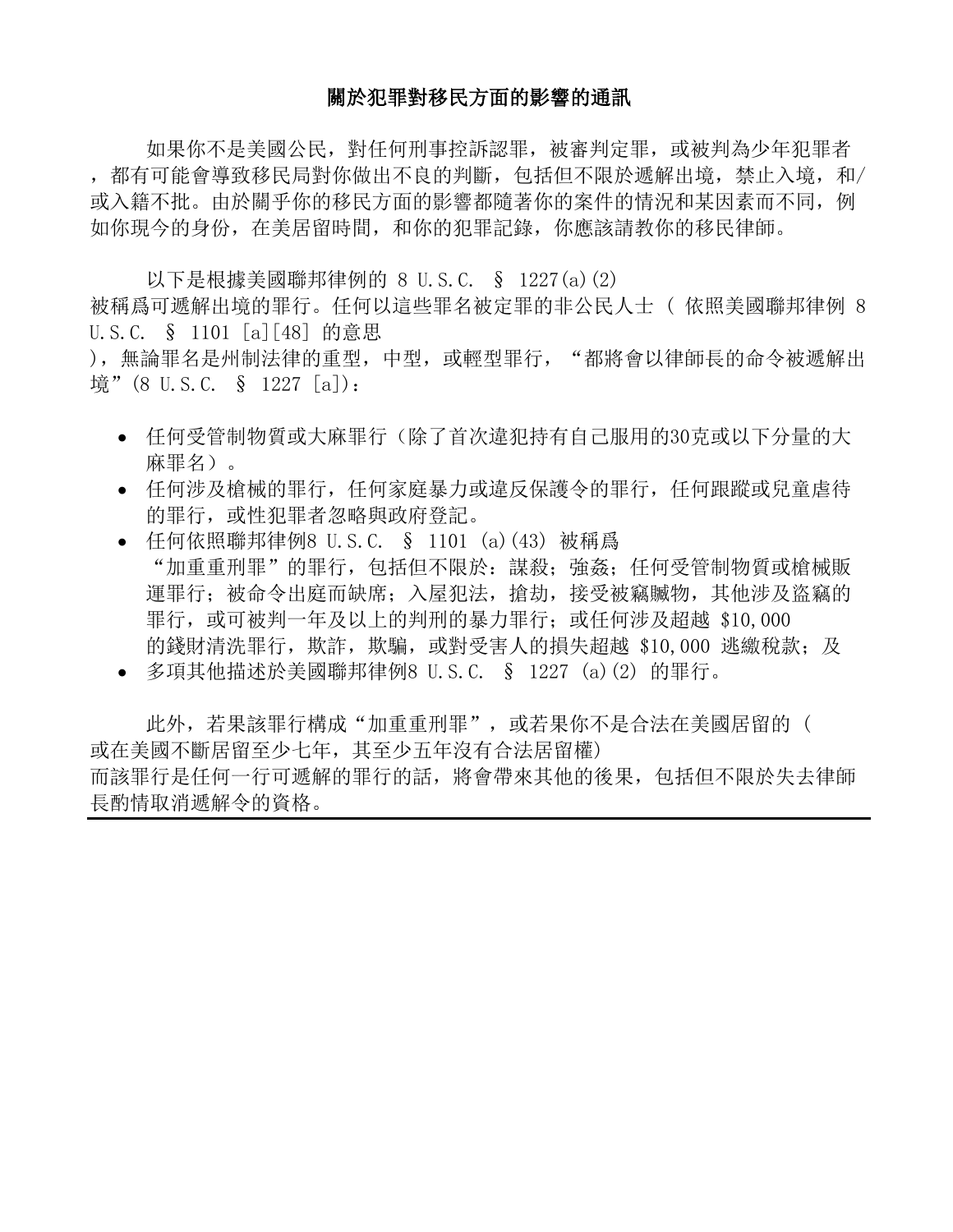# 關於犯罪對移民方面的影響的通訊

如果你不是美國公民，對任何刑事控訴認罪，被審判定罪，或被判為少年犯罪者，都有可能會導致移民局對你做出不良的判斷，包括但不限於遞解出境，禁止入境，和/或入籍不批。由於關乎你的移民方面的影響都隨著你的案件的情況和某因素而不同，例如你現今的身份，在美居留時間，和你的犯罪記錄，你應該請教你的移民律師。

以下是根據美國聯邦律例的 8 U.S.C. § 1227(a)(2) 被稱爲可遞解出境的罪行。任何以這些罪名被定罪的非公民人士（ 依照美國聯邦律例 8 U.S.C. § 1101 [a][48] 的意思），無論罪名是州制法律的重型，中型，或輕型罪行，“都將會以律師長的命令被遞解出境”(8 U.S.C. § 1227 [a])：

- 任何受管制物質或大麻罪行（除了首次違犯持有自己服用的30克或以下分量的大麻罪名）。
- 任何涉及槍械的罪行，任何家庭暴力或違反保護令的罪行，任何跟蹤或兒童虐待的罪行，或性犯罪者忽略與政府登記。
- 任何依照聯邦律例8 U.S.C. § 1101 (a)(43) 被稱爲“加重重刑罪”的罪行，包括但不限於：謀殺；強姦；任何受管制物質或槍械販運罪行；被命令出庭而缺席；入屋犯法，搶劫，接受被竊贓物，其他涉及盜竊的罪行，或可被判一年及以上的判刑的暴力罪行；或任何涉及超越 $10,000 的錢財清洗罪行，欺詐，欺騙，或對受害人的損失超越 $10,000 逃繳稅款；及
- 多項其他描述於美國聯邦律例8 U.S.C. § 1227 (a)(2) 的罪行。

此外，若果該罪行構成“加重重刑罪”，或若果你不是合法在美國居留的（或在美國不斷居留至少七年，其至少五年沒有合法居留權）而該罪行是任何一行可遞解的罪行的話，將會帶來其他的後果，包括但不限於失去律師長酌情取消遞解令的資格。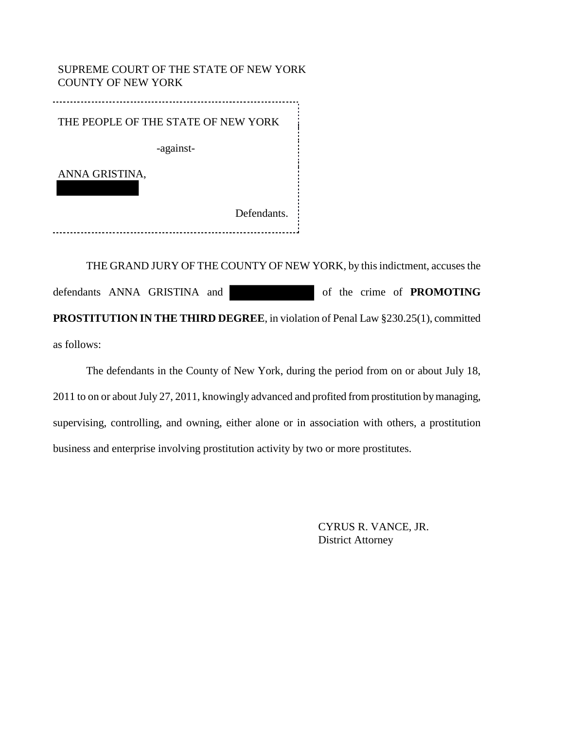SUPREME COURT OF THE STATE OF NEW YORK
COUNTY OF NEW YORK

THE PEOPLE OF THE STATE OF NEW YORK

-against-

ANNA GRISTINA,

Defendants.

THE GRAND JURY OF THE COUNTY OF NEW YORK, by this indictment, accuses the defendants ANNA GRISTINA and of the crime of **PROMOTING PROSTITUTION IN THE THIRD DEGREE**, in violation of Penal Law §230.25(1), committed as follows:

The defendants in the County of New York, during the period from on or about July 18, 2011 to on or about July 27, 2011, knowingly advanced and profited from prostitution by managing, supervising, controlling, and owning, either alone or in association with others, a prostitution business and enterprise involving prostitution activity by two or more prostitutes.

CYRUS R. VANCE, JR.
District Attorney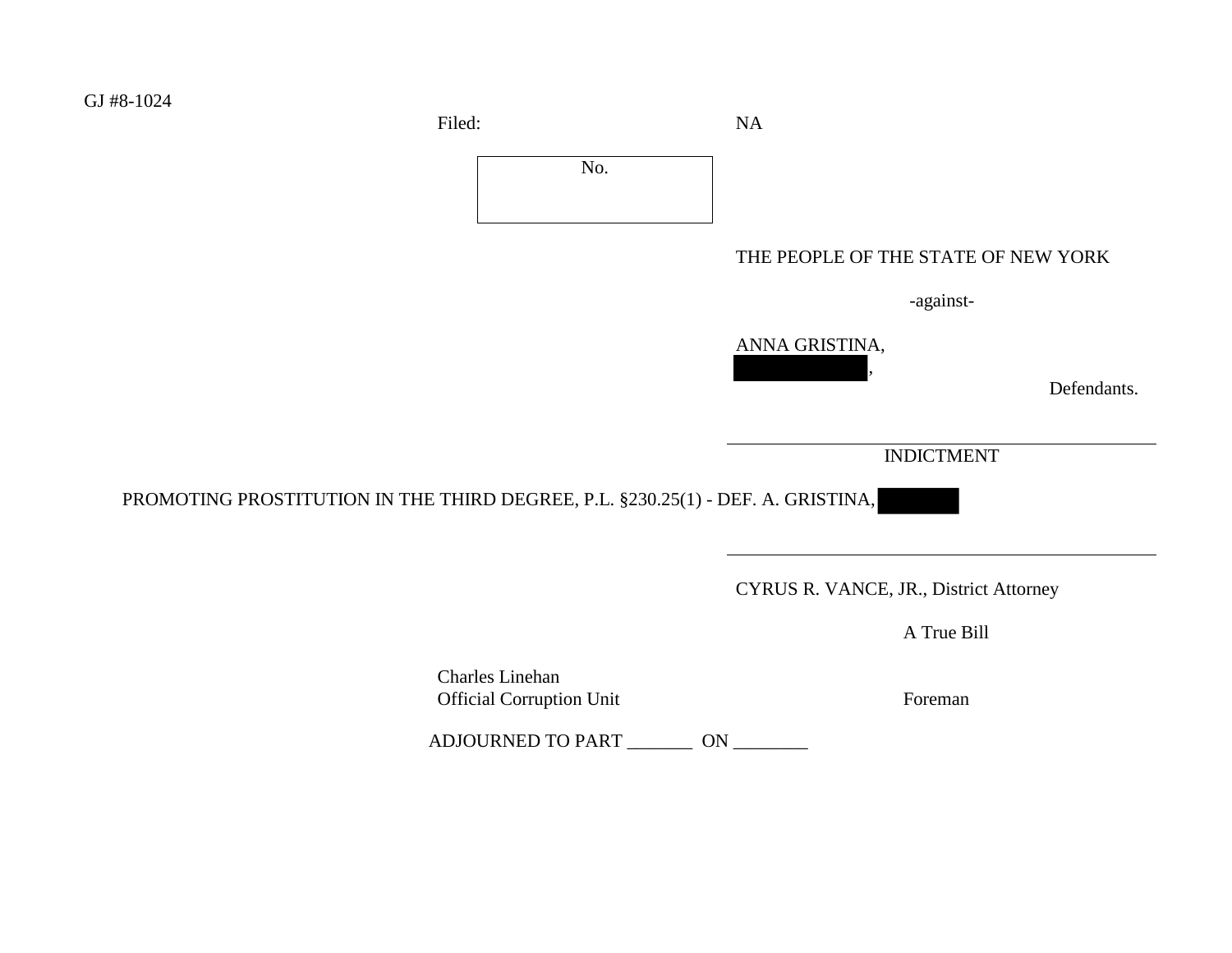GJ #8-1024

Filed: NA

No.

THE PEOPLE OF THE STATE OF NEW YORK

-against-

ANNA GRISTINA,
█████████,

Defendants.

---

INDICTMENT

PROMOTING PROSTITUTION IN THE THIRD DEGREE, P.L. §230.25(1) - DEF. A. GRISTINA, █████

---

CYRUS R. VANCE, JR., District Attorney

A True Bill

Charles Linehan
Official Corruption Unit

Foreman

ADJOURNED TO PART _______ ON ________